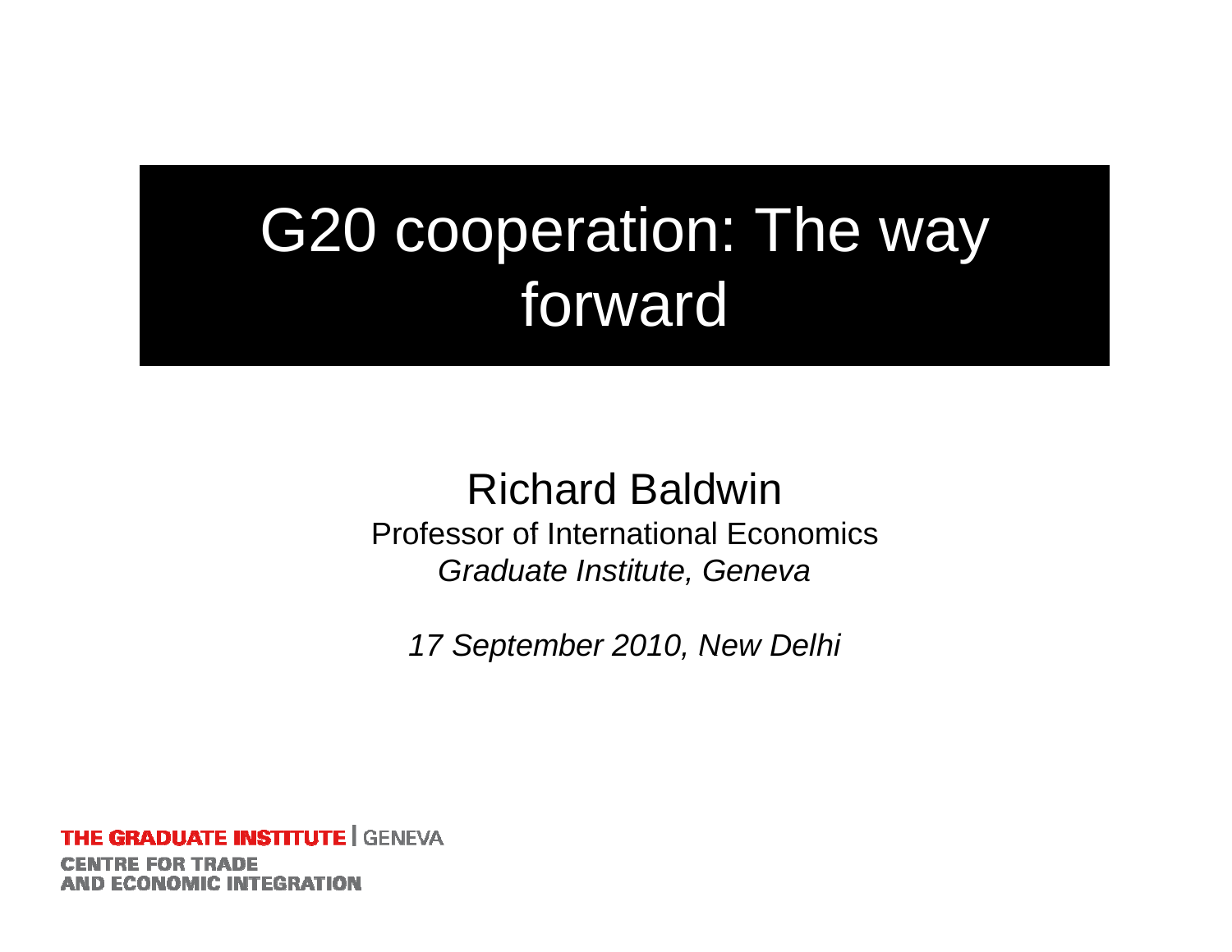# G20 cooperation: The way forward

Richard Baldwin

Professor of International Economics

*Graduate Institute, Geneva*

*17 September 2010, New Delhi*

THE GRADUATE INSTITUTE | GENEVA

CENTRE FOR TRADE AND ECONOMIC INTEGRATION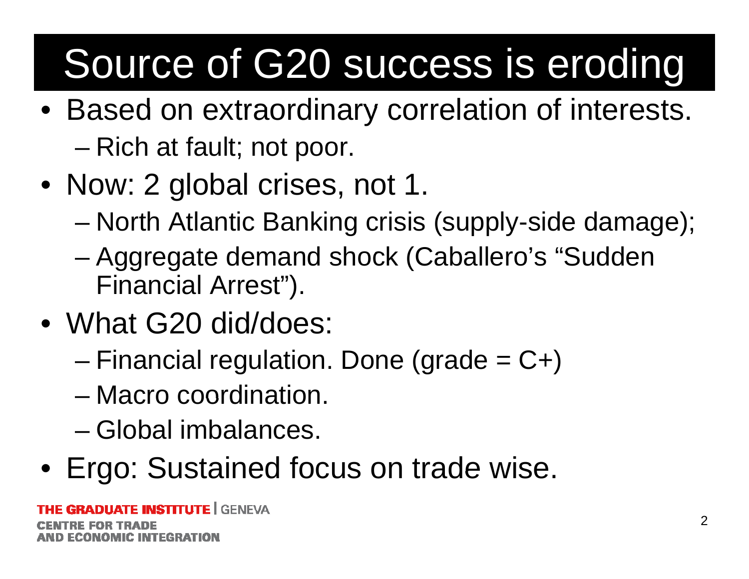# Source of G20 success is eroding

- Based on extraordinary correlation of interests.
  - Rich at fault; not poor.
- Now: 2 global crises, not 1.
  - North Atlantic Banking crisis (supply-side damage);
  - Aggregate demand shock (Caballero's "Sudden Financial Arrest").
- What G20 did/does:
  - Financial regulation. Done (grade = C+)
  - Macro coordination.
  - Global imbalances.
- Ergo: Sustained focus on trade wise.

**THE GRADUATE INSTITUTE** | GENEVA

**CENTRE FOR TRADE AND ECONOMIC INTEGRATION**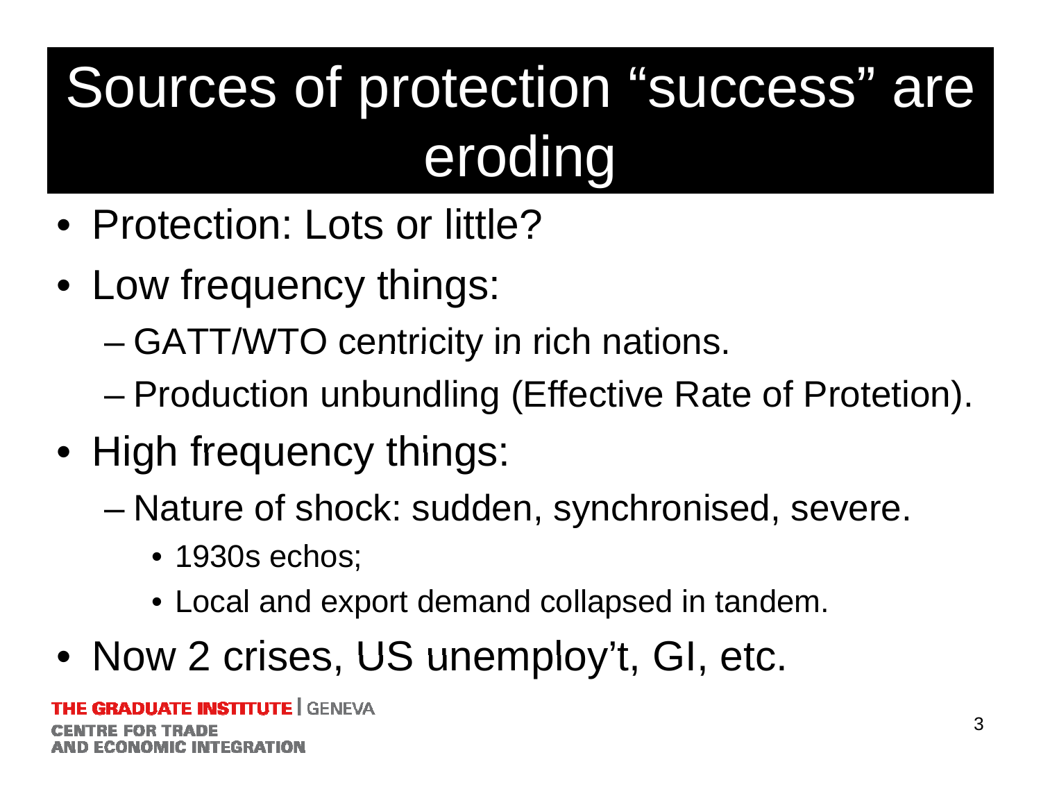# Sources of protection "success" are eroding

- Protection: Lots or little?
- Low frequency things:
  - GATT/WTO centricity in rich nations.
  - Production unbundling (Effective Rate of Protetion).
- High frequency things:
  - Nature of shock: sudden, synchronised, severe.
    - 1930s echos;
    - Local and export demand collapsed in tandem.
- Now 2 crises, US unemploy't, GI, etc.

THE GRADUATE INSTITUTE | GENEVA
CENTRE FOR TRADE
AND ECONOMIC INTEGRATION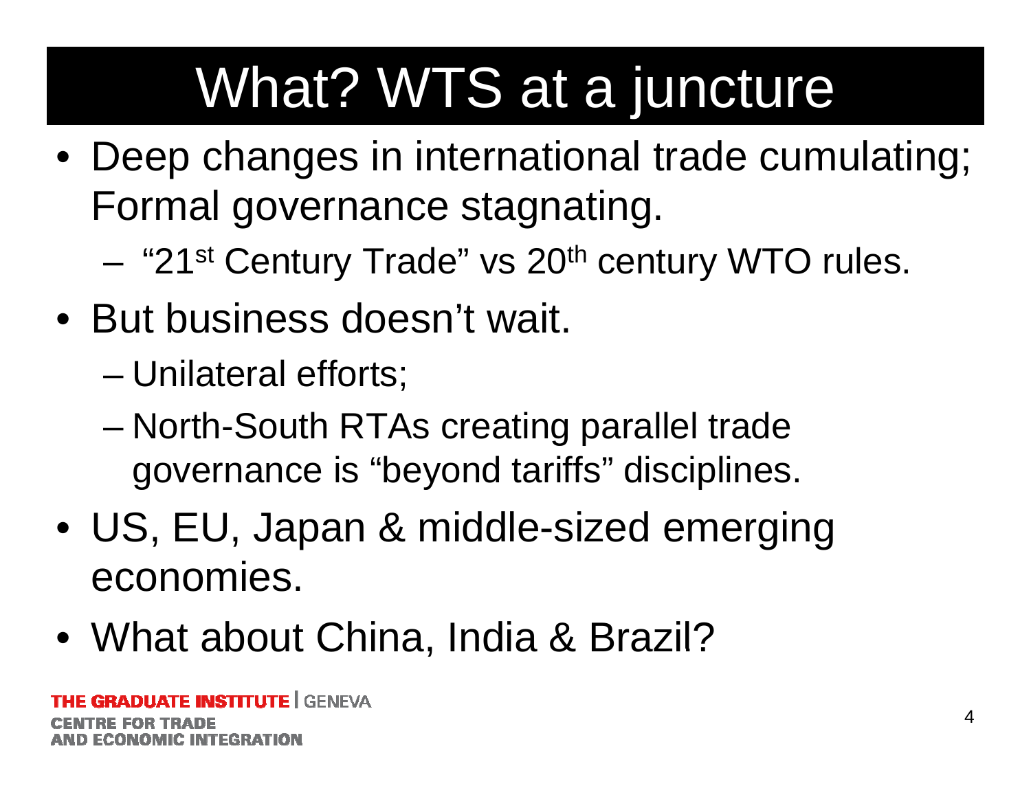# What? WTS at a juncture

- Deep changes in international trade cumulating; Formal governance stagnating.
  - “21st Century Trade” vs 20th century WTO rules.
- But business doesn’t wait.
  - Unilateral efforts;
  - North-South RTAs creating parallel trade governance is “beyond tariffs” disciplines.
- US, EU, Japan & middle-sized emerging economies.
- What about China, India & Brazil?

THE GRADUATE INSTITUTE | GENEVA
CENTRE FOR TRADE AND ECONOMIC INTEGRATION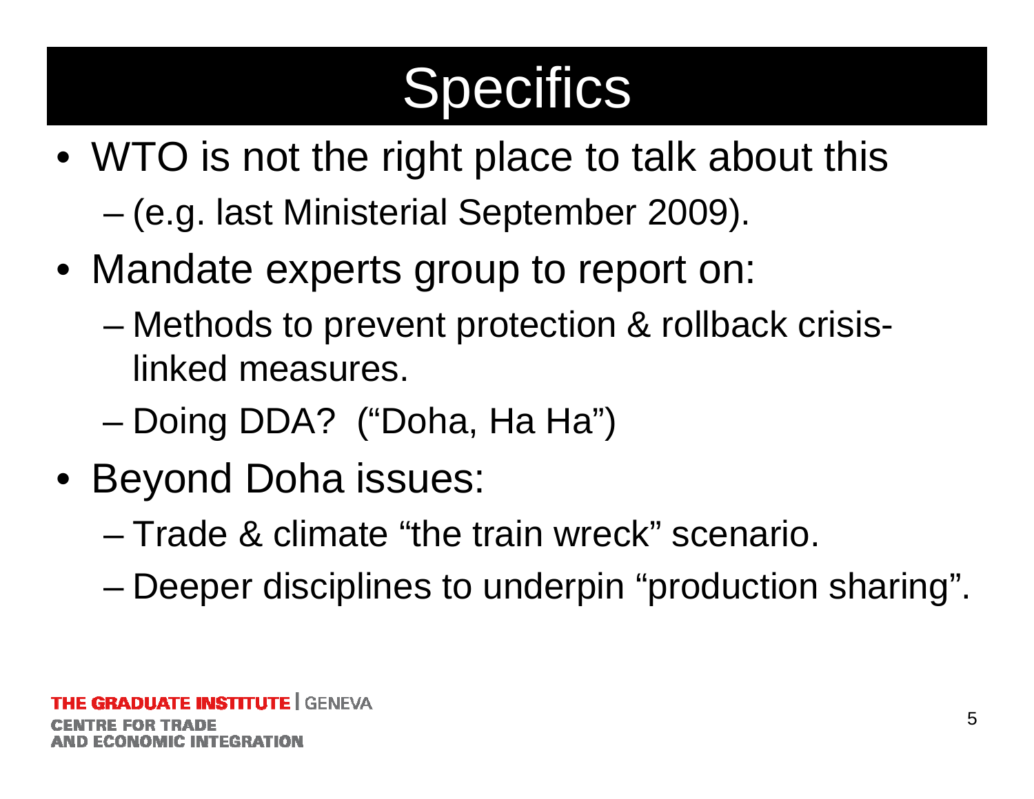# Specifics

- WTO is not the right place to talk about this
  - (e.g. last Ministerial September 2009).
- Mandate experts group to report on:
  - Methods to prevent protection & rollback crisis-linked measures.
  - Doing DDA? ("Doha, Ha Ha")
- Beyond Doha issues:
  - Trade & climate "the train wreck" scenario.
  - Deeper disciplines to underpin "production sharing".

THE GRADUATE INSTITUTE | GENEVA
CENTRE FOR TRADE
AND ECONOMIC INTEGRATION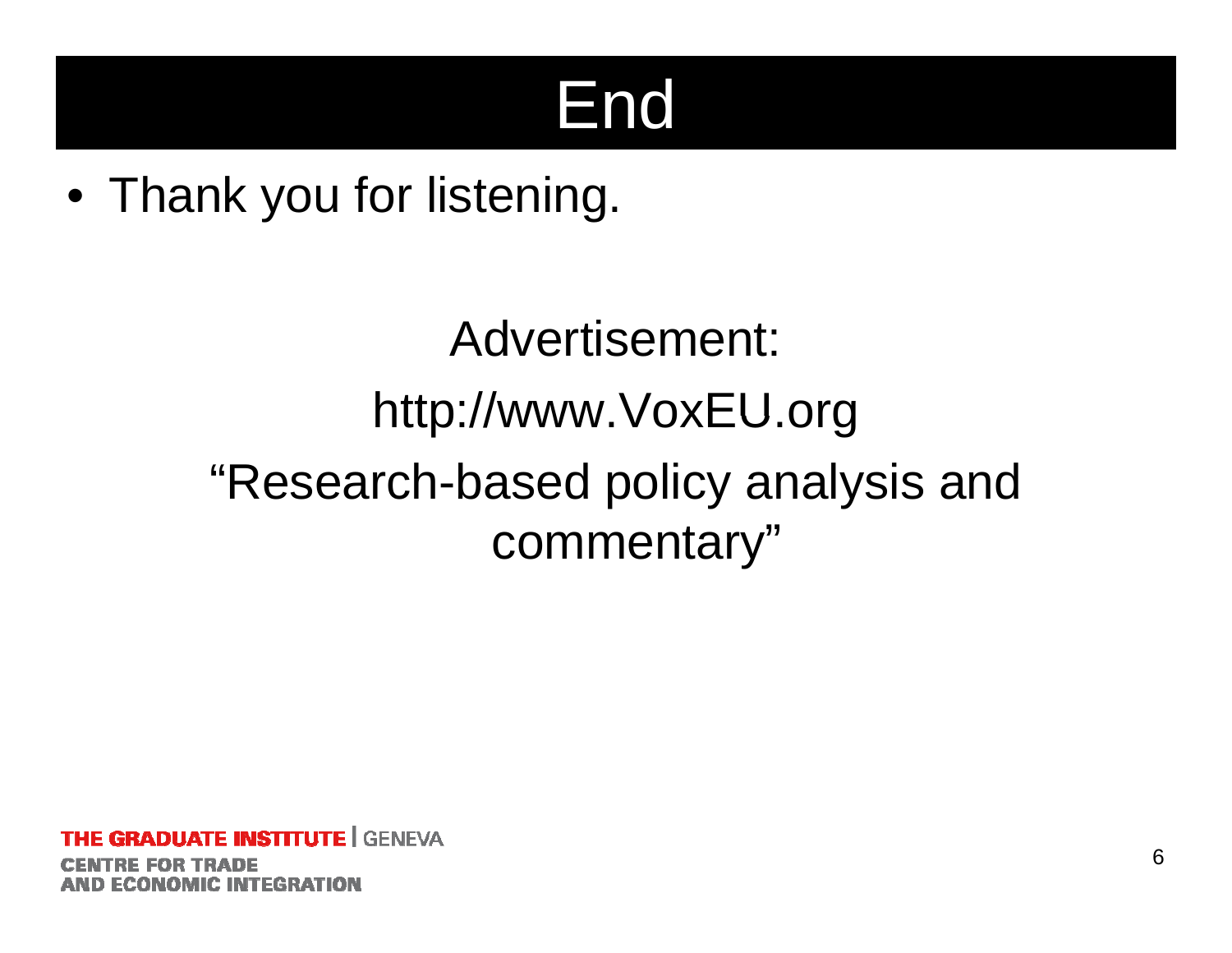# End

- Thank you for listening.

Advertisement:

http://www.VoxEU.org

"Research-based policy analysis and commentary"

THE GRADUATE INSTITUTE | GENEVA
CENTRE FOR TRADE AND ECONOMIC INTEGRATION